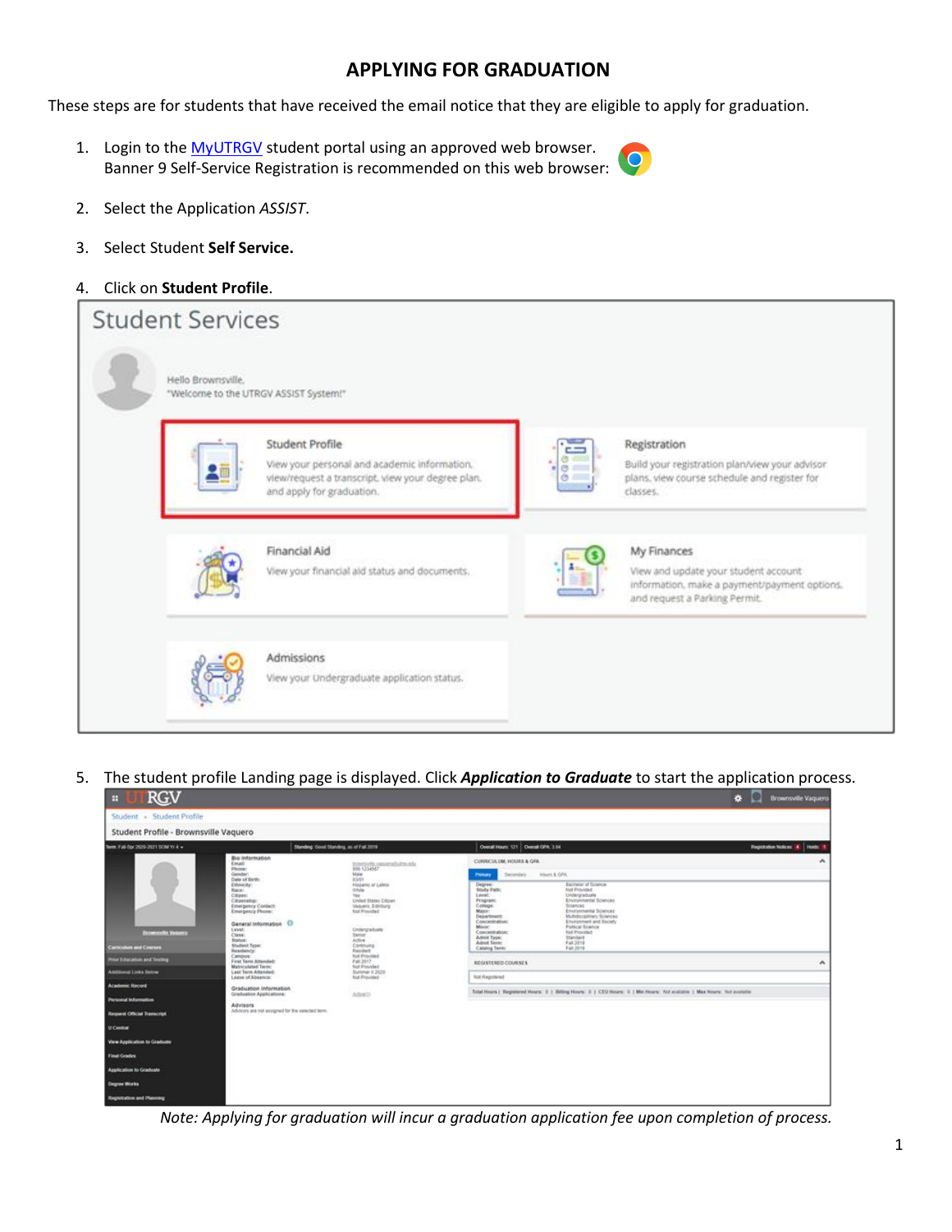# APPLYING FOR GRADUATION

These steps are for students that have received the email notice that they are eligible to apply for graduation.

1. Login to the MyUTRGV student portal using an approved web browser.
   Banner 9 Self-Service Registration is recommended on this web browser:
2. Select the Application *ASSIST*.
3. Select Student **Self Service.**
4. Click on **Student Profile**.
5. The student profile Landing page is displayed. Click ***Application to Graduate*** to start the application process.

*Note: Applying for graduation will incur a graduation application fee upon completion of process.*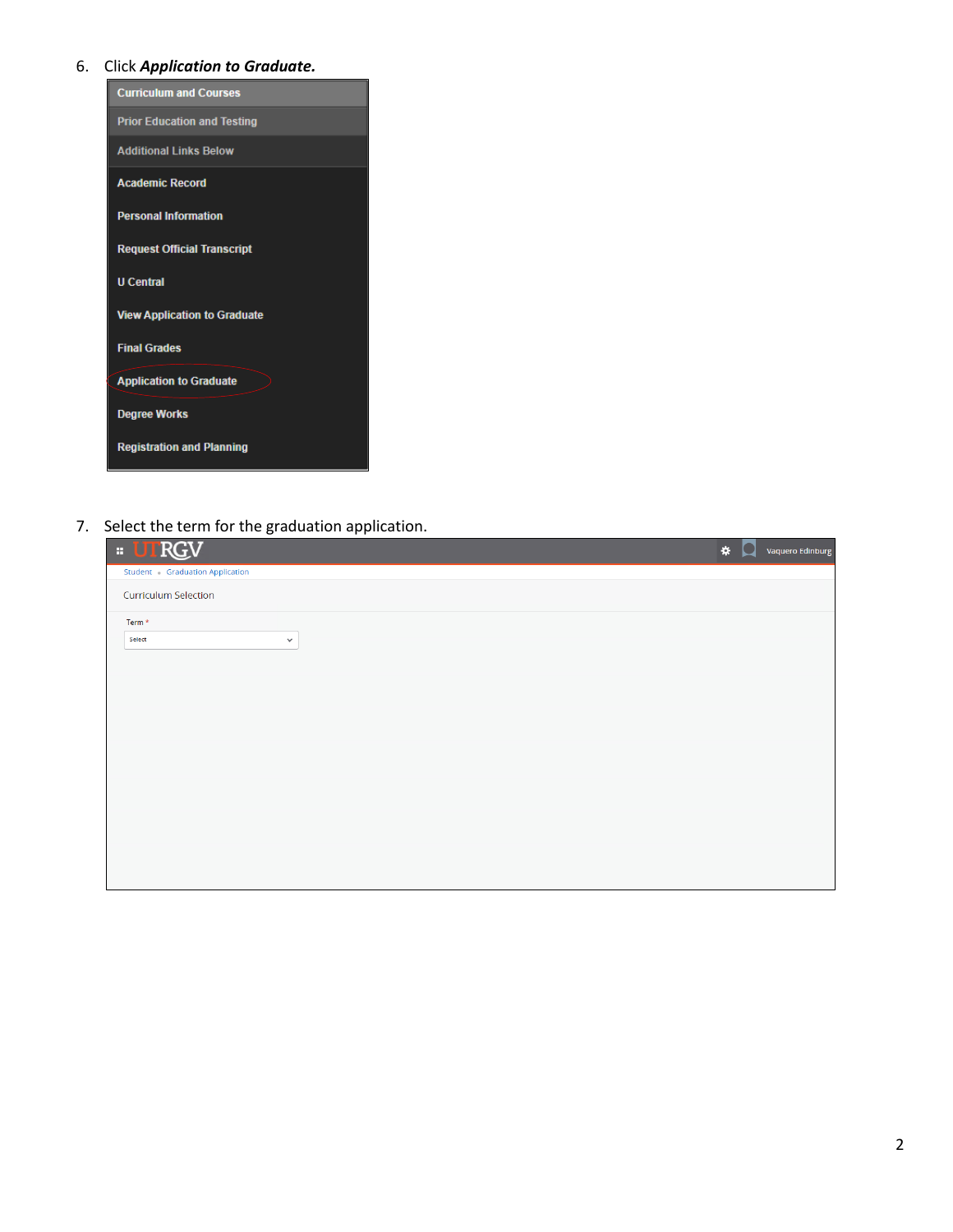6. Click ***Application to Graduate.***

7. Select the term for the graduation application.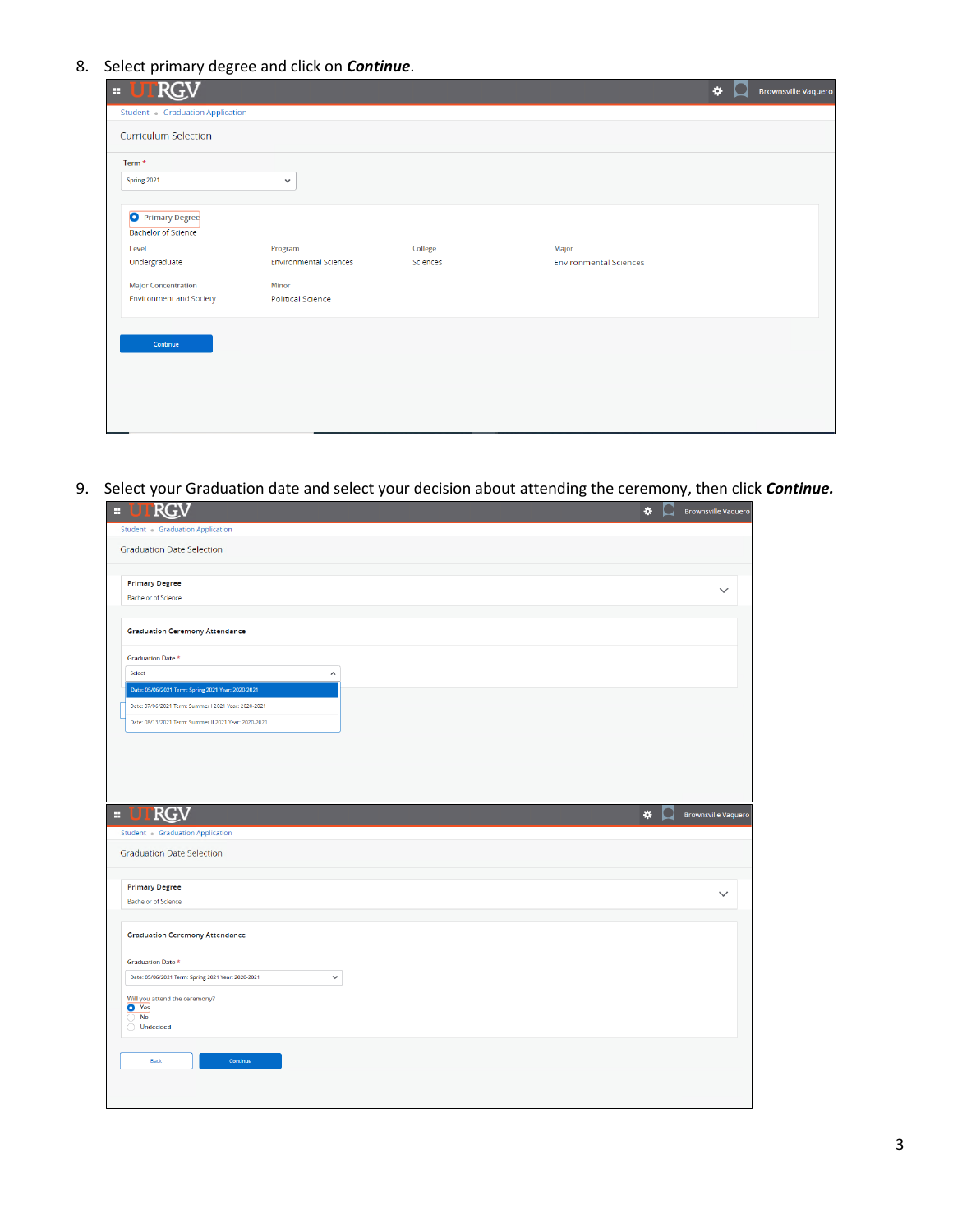8. Select primary degree and click on ***Continue***.

UTRGV — Brownsville Vaquero

Student • Graduation Application

Curriculum Selection

Term *

Spring 2021

Primary Degree
Bachelor of Science

| Level | Program | College | Major |
|---|---|---|---|
| Undergraduate | Environmental Sciences | Sciences | Environmental Sciences |

| Major Concentration | Minor |
|---|---|
| Environment and Society | Political Science |

Continue

9. Select your Graduation date and select your decision about attending the ceremony, then click ***Continue.***

UTRGV — Brownsville Vaquero

Student • Graduation Application

Graduation Date Selection

Primary Degree
Bachelor of Science

Graduation Ceremony Attendance

Graduation Date *

Select

- Date: 05/06/2021 Term: Spring 2021 Year: 2020-2021
- Date: 07/06/2021 Term: Summer I 2021 Year: 2020-2021
- Date: 08/15/2021 Term: Summer II 2021 Year: 2020-2021

UTRGV — Brownsville Vaquero

Student • Graduation Application

Graduation Date Selection

Primary Degree
Bachelor of Science

Graduation Ceremony Attendance

Graduation Date *

Date: 05/06/2021 Term: Spring 2021 Year: 2020-2021

Will you attend the ceremony?

- Yes
- No
- Undecided

Back Continue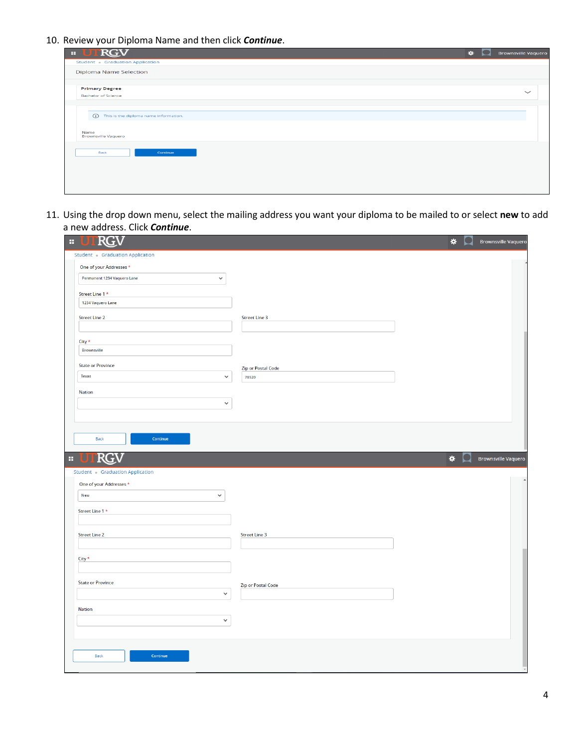10. Review your Diploma Name and then click ***Continue***.

11. Using the drop down menu, select the mailing address you want your diploma to be mailed to or select **new** to add a new address. Click ***Continue***.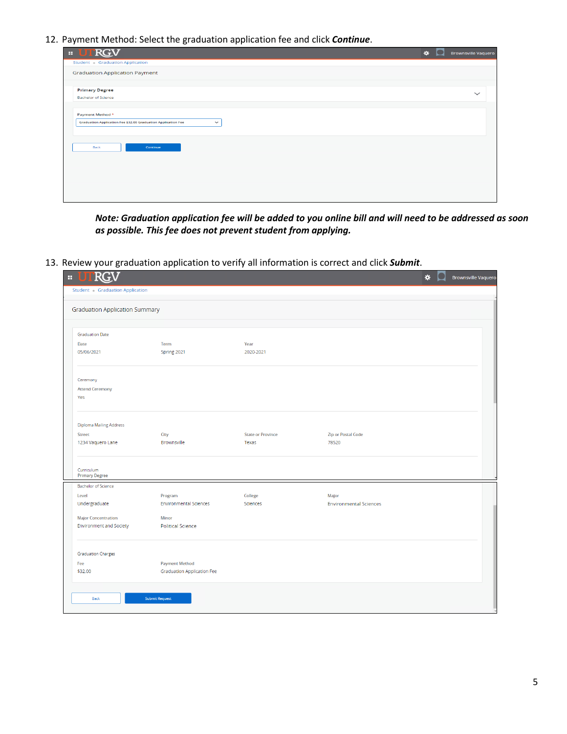12. Payment Method: Select the graduation application fee and click ***Continue***.

UTRGV | Brownsville Vaquero

Student • Graduation Application

Graduation Application Payment

**Primary Degree**
Bachelor of Science

Payment Method *
Graduation Application Fee $32.00 Graduation Application Fee

Back | Continue

***Note: Graduation application fee will be added to you online bill and will need to be addressed as soon as possible. This fee does not prevent student from applying.***

13. Review your graduation application to verify all information is correct and click ***Submit***.

UTRGV | Brownsville Vaquero

Student • Graduation Application

Graduation Application Summary

Graduation Date

| Date | Term | Year |
|---|---|---|
| 05/06/2021 | Spring 2021 | 2020-2021 |

Ceremony

Attend Ceremony
Yes

Diploma Mailing Address

| Street | City | State or Province | Zip or Postal Code |
|---|---|---|---|
| 1234 Vaquero Lane | Brownsville | Texas | 78520 |

Curriculum
Primary Degree
Bachelor of Science

| Level | Program | College | Major |
|---|---|---|---|
| Undergraduate | Environmental Sciences | Sciences | Environmental Sciences |

| Major Concentration | Minor |
|---|---|
| Environment and Society | Political Science |

Graduation Charges

| Fee | Payment Method |
|---|---|
| $32.00 | Graduation Application Fee |

Back | Submit Request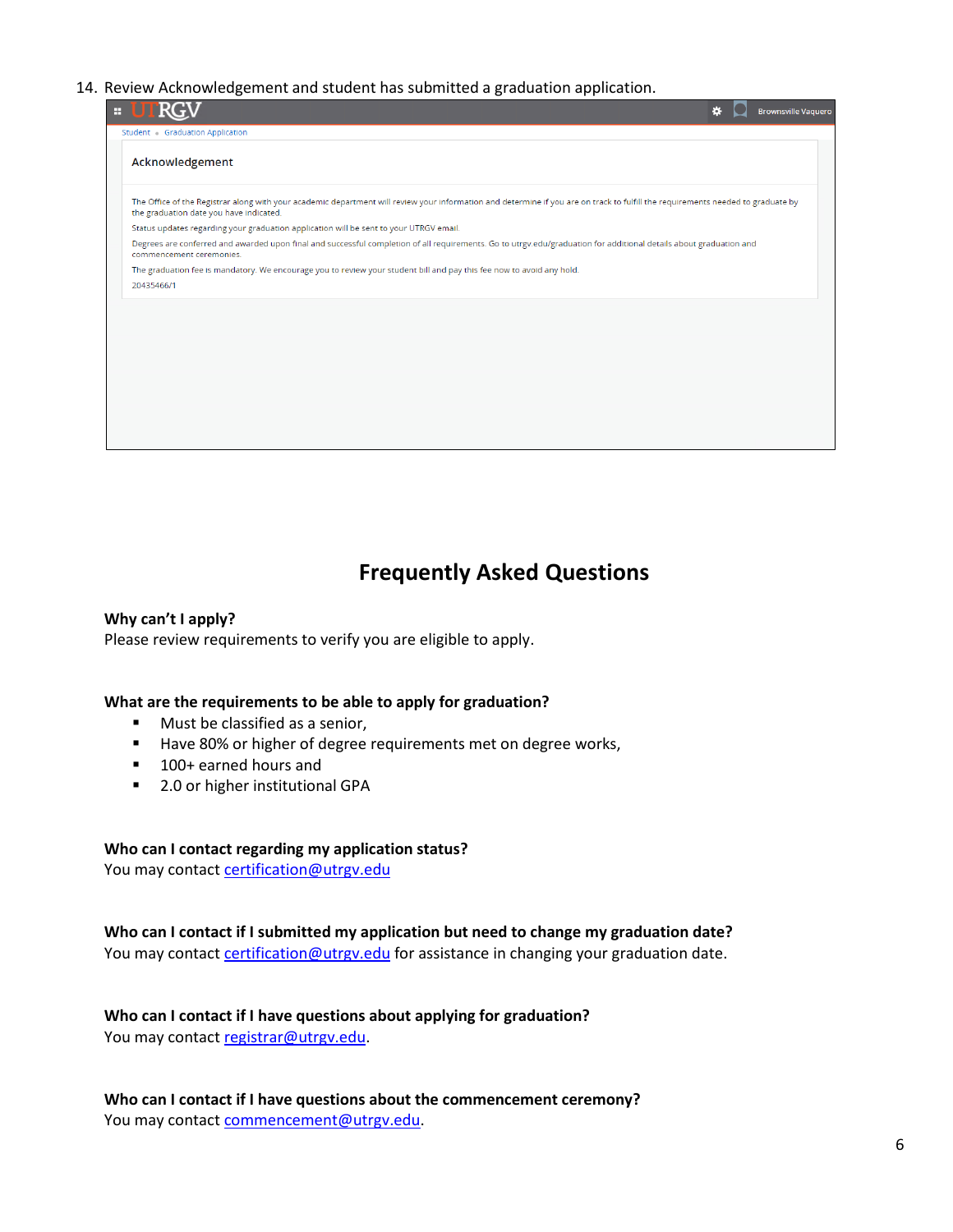14. Review Acknowledgement and student has submitted a graduation application.

UTRGV Brownsville Vaquero

Student • Graduation Application

Acknowledgement

The Office of the Registrar along with your academic department will review your information and determine if you are on track to fulfill the requirements needed to graduate by the graduation date you have indicated.

Status updates regarding your graduation application will be sent to your UTRGV email.

Degrees are conferred and awarded upon final and successful completion of all requirements. Go to utrgv.edu/graduation for additional details about graduation and commencement ceremonies.

The graduation fee is mandatory. We encourage you to review your student bill and pay this fee now to avoid any hold.

20435466/1

# Frequently Asked Questions

**Why can't I apply?**

Please review requirements to verify you are eligible to apply.

**What are the requirements to be able to apply for graduation?**

- Must be classified as a senior,
- Have 80% or higher of degree requirements met on degree works,
- 100+ earned hours and
- 2.0 or higher institutional GPA

**Who can I contact regarding my application status?**

You may contact certification@utrgv.edu

**Who can I contact if I submitted my application but need to change my graduation date?**

You may contact certification@utrgv.edu for assistance in changing your graduation date.

**Who can I contact if I have questions about applying for graduation?**

You may contact registrar@utrgv.edu.

**Who can I contact if I have questions about the commencement ceremony?**

You may contact commencement@utrgv.edu.